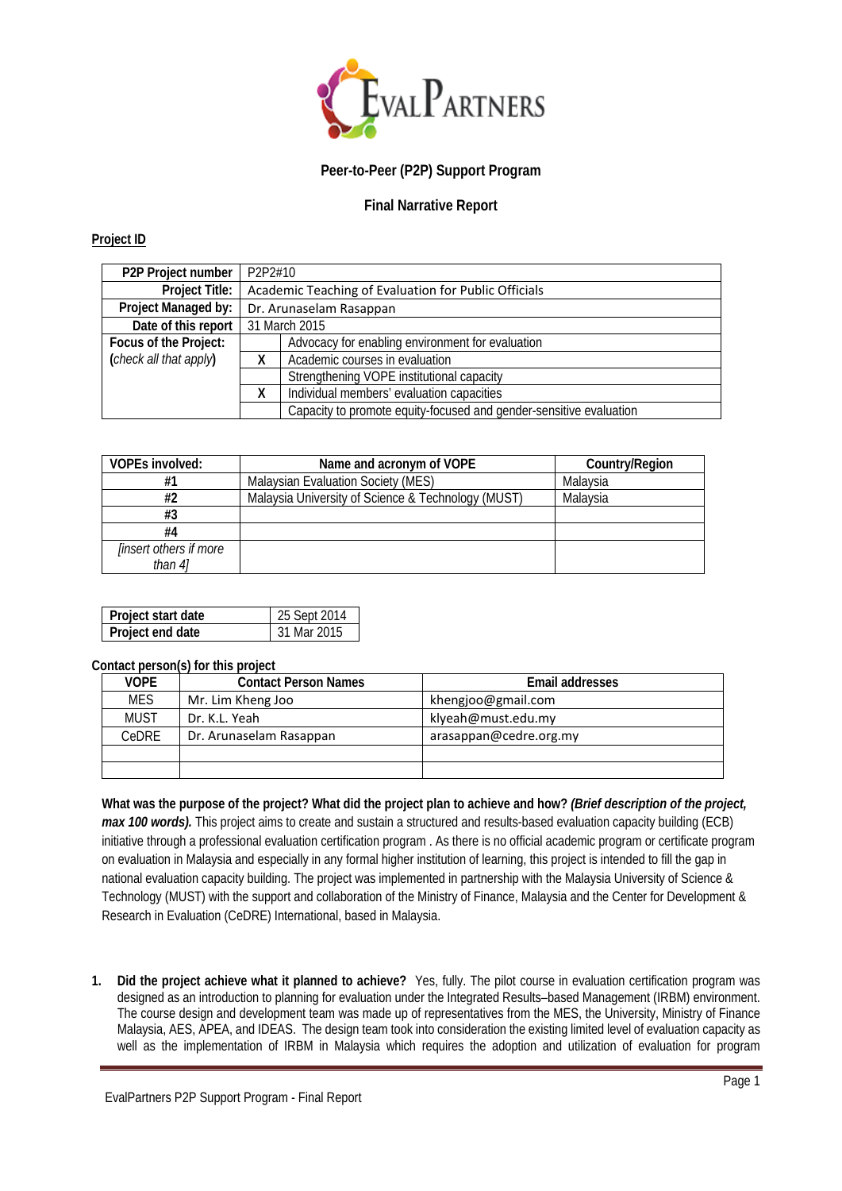EvalPartners

**Peer-to-Peer (P2P) Support Program**

**Final Narrative Report**

**Project ID**

| P2P Project number | P2P2#10 | |
|---|---|---|
| Project Title: | Academic Teaching of Evaluation for Public Officials | |
| Project Managed by: | Dr. Arunaselam Rasappan | |
| Date of this report | 31 March 2015 | |
| Focus of the Project: (*check all that apply*) | | Advocacy for enabling environment for evaluation |
| | X | Academic courses in evaluation |
| | | Strengthening VOPE institutional capacity |
| | X | Individual members' evaluation capacities |
| | | Capacity to promote equity-focused and gender-sensitive evaluation |

| VOPEs involved: | Name and acronym of VOPE | Country/Region |
|---|---|---|
| #1 | Malaysian Evaluation Society (MES) | Malaysia |
| #2 | Malaysia University of Science & Technology (MUST) | Malaysia |
| #3 | | |
| #4 | | |
| *[insert others if more than 4]* | | |

| Project start date | 25 Sept 2014 |
|---|---|
| Project end date | 31 Mar 2015 |

**Contact person(s) for this project**

| VOPE | Contact Person Names | Email addresses |
|---|---|---|
| MES | Mr. Lim Kheng Joo | khengjoo@gmail.com |
| MUST | Dr. K.L. Yeah | klyeah@must.edu.my |
| CeDRE | Dr. Arunaselam Rasappan | arasappan@cedre.org.my |
| | | |
| | | |

**What was the purpose of the project? What did the project plan to achieve and how? *(Brief description of the project, max 100 words).*** This project aims to create and sustain a structured and results-based evaluation capacity building (ECB) initiative through a professional evaluation certification program . As there is no official academic program or certificate program on evaluation in Malaysia and especially in any formal higher institution of learning, this project is intended to fill the gap in national evaluation capacity building. The project was implemented in partnership with the Malaysia University of Science & Technology (MUST) with the support and collaboration of the Ministry of Finance, Malaysia and the Center for Development & Research in Evaluation (CeDRE) International, based in Malaysia.

1. **Did the project achieve what it planned to achieve?** Yes, fully. The pilot course in evaluation certification program was designed as an introduction to planning for evaluation under the Integrated Results–based Management (IRBM) environment. The course design and development team was made up of representatives from the MES, the University, Ministry of Finance Malaysia, AES, APEA, and IDEAS. The design team took into consideration the existing limited level of evaluation capacity as well as the implementation of IRBM in Malaysia which requires the adoption and utilization of evaluation for program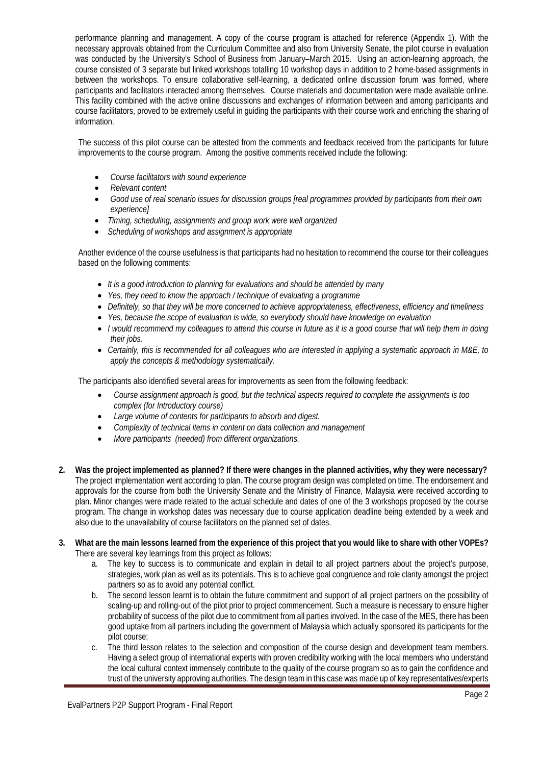performance planning and management. A copy of the course program is attached for reference (Appendix 1). With the necessary approvals obtained from the Curriculum Committee and also from University Senate, the pilot course in evaluation was conducted by the University's School of Business from January–March 2015. Using an action-learning approach, the course consisted of 3 separate but linked workshops totalling 10 workshop days in addition to 2 home-based assignments in between the workshops. To ensure collaborative self-learning, a dedicated online discussion forum was formed, where participants and facilitators interacted among themselves. Course materials and documentation were made available online. This facility combined with the active online discussions and exchanges of information between and among participants and course facilitators, proved to be extremely useful in guiding the participants with their course work and enriching the sharing of information.

The success of this pilot course can be attested from the comments and feedback received from the participants for future improvements to the course program. Among the positive comments received include the following:

- *Course facilitators with sound experience*
- *Relevant content*
- *Good use of real scenario issues for discussion groups [real programmes provided by participants from their own experience]*
- *Timing, scheduling, assignments and group work were well organized*
- *Scheduling of workshops and assignment is appropriate*

Another evidence of the course usefulness is that participants had no hesitation to recommend the course tor their colleagues based on the following comments:

- *It is a good introduction to planning for evaluations and should be attended by many*
- *Yes, they need to know the approach / technique of evaluating a programme*
- *Definitely, so that they will be more concerned to achieve appropriateness, effectiveness, efficiency and timeliness*
- *Yes, because the scope of evaluation is wide, so everybody should have knowledge on evaluation*
- *I would recommend my colleagues to attend this course in future as it is a good course that will help them in doing their jobs.*
- *Certainly, this is recommended for all colleagues who are interested in applying a systematic approach in M&E, to apply the concepts & methodology systematically.*

The participants also identified several areas for improvements as seen from the following feedback:

- *Course assignment approach is good, but the technical aspects required to complete the assignments is too complex (for Introductory course)*
- *Large volume of contents for participants to absorb and digest.*
- *Complexity of technical items in content on data collection and management*
- *More participants (needed) from different organizations.*

2. **Was the project implemented as planned? If there were changes in the planned activities, why they were necessary?**
   The project implementation went according to plan. The course program design was completed on time. The endorsement and approvals for the course from both the University Senate and the Ministry of Finance, Malaysia were received according to plan. Minor changes were made related to the actual schedule and dates of one of the 3 workshops proposed by the course program. The change in workshop dates was necessary due to course application deadline being extended by a week and also due to the unavailability of course facilitators on the planned set of dates.

3. **What are the main lessons learned from the experience of this project that you would like to share with other VOPEs?**
   There are several key learnings from this project as follows:
   a. The key to success is to communicate and explain in detail to all project partners about the project's purpose, strategies, work plan as well as its potentials. This is to achieve goal congruence and role clarity amongst the project partners so as to avoid any potential conflict.
   b. The second lesson learnt is to obtain the future commitment and support of all project partners on the possibility of scaling-up and rolling-out of the pilot prior to project commencement. Such a measure is necessary to ensure higher probability of success of the pilot due to commitment from all parties involved. In the case of the MES, there has been good uptake from all partners including the government of Malaysia which actually sponsored its participants for the pilot course;
   c. The third lesson relates to the selection and composition of the course design and development team members. Having a select group of international experts with proven credibility working with the local members who understand the local cultural context immensely contribute to the quality of the course program so as to gain the confidence and trust of the university approving authorities. The design team in this case was made up of key representatives/experts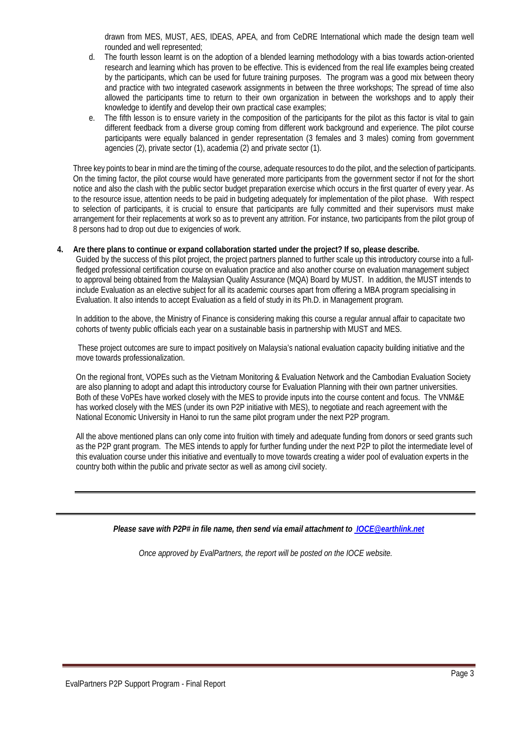drawn from MES, MUST, AES, IDEAS, APEA, and from CeDRE International which made the design team well rounded and well represented;

d. The fourth lesson learnt is on the adoption of a blended learning methodology with a bias towards action-oriented research and learning which has proven to be effective. This is evidenced from the real life examples being created by the participants, which can be used for future training purposes. The program was a good mix between theory and practice with two integrated casework assignments in between the three workshops; The spread of time also allowed the participants time to return to their own organization in between the workshops and to apply their knowledge to identify and develop their own practical case examples;

e. The fifth lesson is to ensure variety in the composition of the participants for the pilot as this factor is vital to gain different feedback from a diverse group coming from different work background and experience. The pilot course participants were equally balanced in gender representation (3 females and 3 males) coming from government agencies (2), private sector (1), academia (2) and private sector (1).

Three key points to bear in mind are the timing of the course, adequate resources to do the pilot, and the selection of participants. On the timing factor, the pilot course would have generated more participants from the government sector if not for the short notice and also the clash with the public sector budget preparation exercise which occurs in the first quarter of every year. As to the resource issue, attention needs to be paid in budgeting adequately for implementation of the pilot phase. With respect to selection of participants, it is crucial to ensure that participants are fully committed and their supervisors must make arrangement for their replacements at work so as to prevent any attrition. For instance, two participants from the pilot group of 8 persons had to drop out due to exigencies of work.

**4. Are there plans to continue or expand collaboration started under the project? If so, please describe.**

Guided by the success of this pilot project, the project partners planned to further scale up this introductory course into a full-fledged professional certification course on evaluation practice and also another course on evaluation management subject to approval being obtained from the Malaysian Quality Assurance (MQA) Board by MUST. In addition, the MUST intends to include Evaluation as an elective subject for all its academic courses apart from offering a MBA program specialising in Evaluation. It also intends to accept Evaluation as a field of study in its Ph.D. in Management program.

In addition to the above, the Ministry of Finance is considering making this course a regular annual affair to capacitate two cohorts of twenty public officials each year on a sustainable basis in partnership with MUST and MES.

These project outcomes are sure to impact positively on Malaysia's national evaluation capacity building initiative and the move towards professionalization.

On the regional front, VOPEs such as the Vietnam Monitoring & Evaluation Network and the Cambodian Evaluation Society are also planning to adopt and adapt this introductory course for Evaluation Planning with their own partner universities. Both of these VoPEs have worked closely with the MES to provide inputs into the course content and focus. The VNM&E has worked closely with the MES (under its own P2P initiative with MES), to negotiate and reach agreement with the National Economic University in Hanoi to run the same pilot program under the next P2P program.

All the above mentioned plans can only come into fruition with timely and adequate funding from donors or seed grants such as the P2P grant program. The MES intends to apply for further funding under the next P2P to pilot the intermediate level of this evaluation course under this initiative and eventually to move towards creating a wider pool of evaluation experts in the country both within the public and private sector as well as among civil society.

---

***Please save with P2P# in file name, then send via email attachment to [IOCE@earthlink.net](mailto:IOCE@earthlink.net)***

*Once approved by EvalPartners, the report will be posted on the IOCE website.*